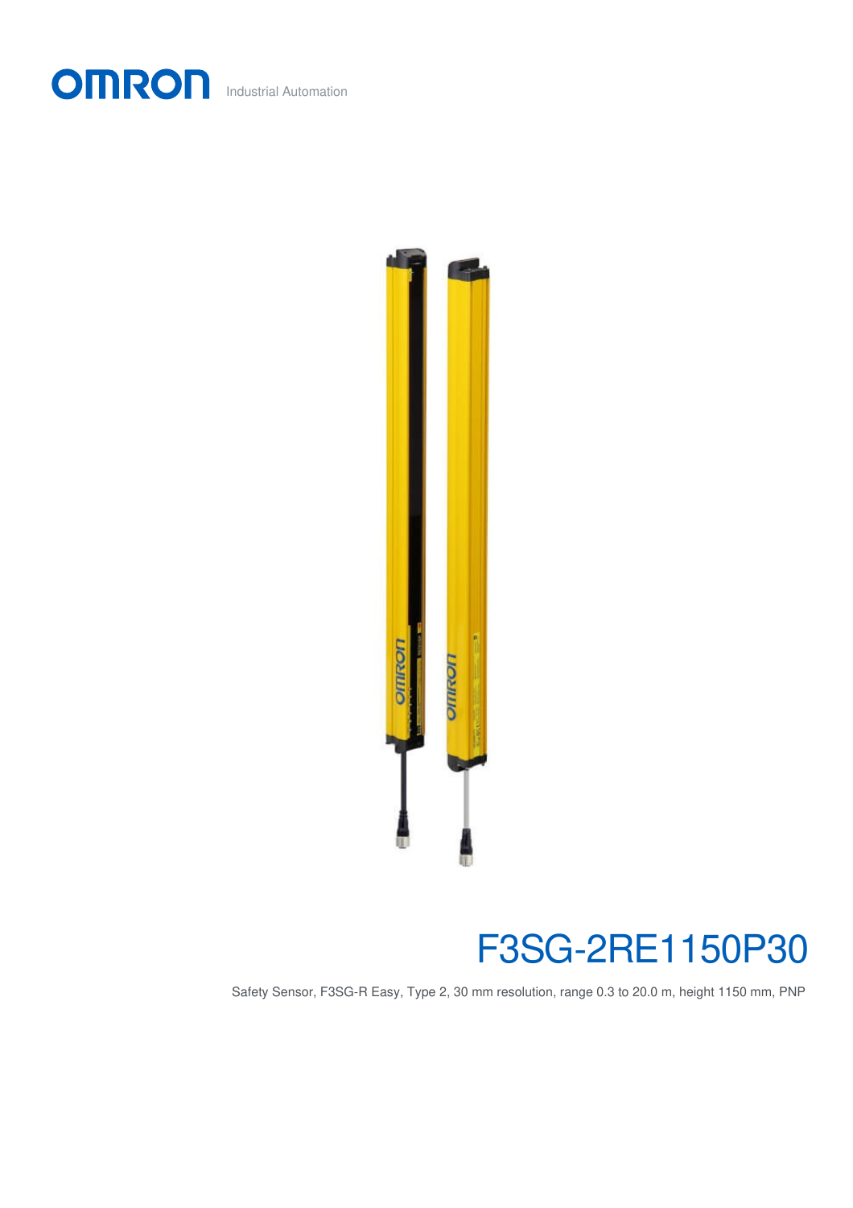OMRON Industrial Automation

# F3SG-2RE1150P30

Safety Sensor, F3SG-R Easy, Type 2, 30 mm resolution, range 0.3 to 20.0 m, height 1150 mm, PNP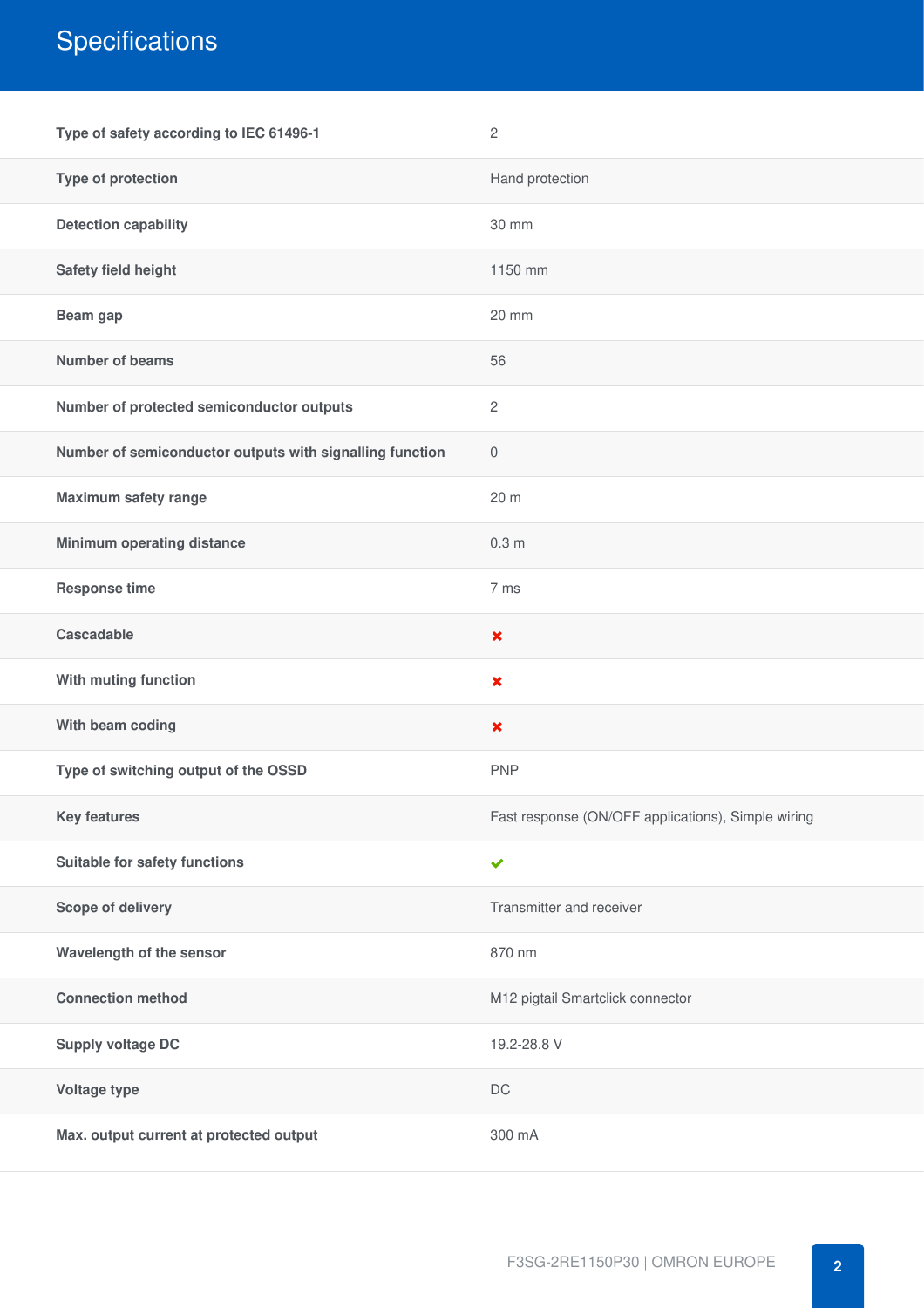# Specifications

| | |
|---|---|
| Type of safety according to IEC 61496-1 | 2 |
| Type of protection | Hand protection |
| Detection capability | 30 mm |
| Safety field height | 1150 mm |
| Beam gap | 20 mm |
| Number of beams | 56 |
| Number of protected semiconductor outputs | 2 |
| Number of semiconductor outputs with signalling function | 0 |
| Maximum safety range | 20 m |
| Minimum operating distance | 0.3 m |
| Response time | 7 ms |
| Cascadable | ✖ |
| With muting function | ✖ |
| With beam coding | ✖ |
| Type of switching output of the OSSD | PNP |
| Key features | Fast response (ON/OFF applications), Simple wiring |
| Suitable for safety functions | ✔ |
| Scope of delivery | Transmitter and receiver |
| Wavelength of the sensor | 870 nm |
| Connection method | M12 pigtail Smartclick connector |
| Supply voltage DC | 19.2-28.8 V |
| Voltage type | DC |
| Max. output current at protected output | 300 mA |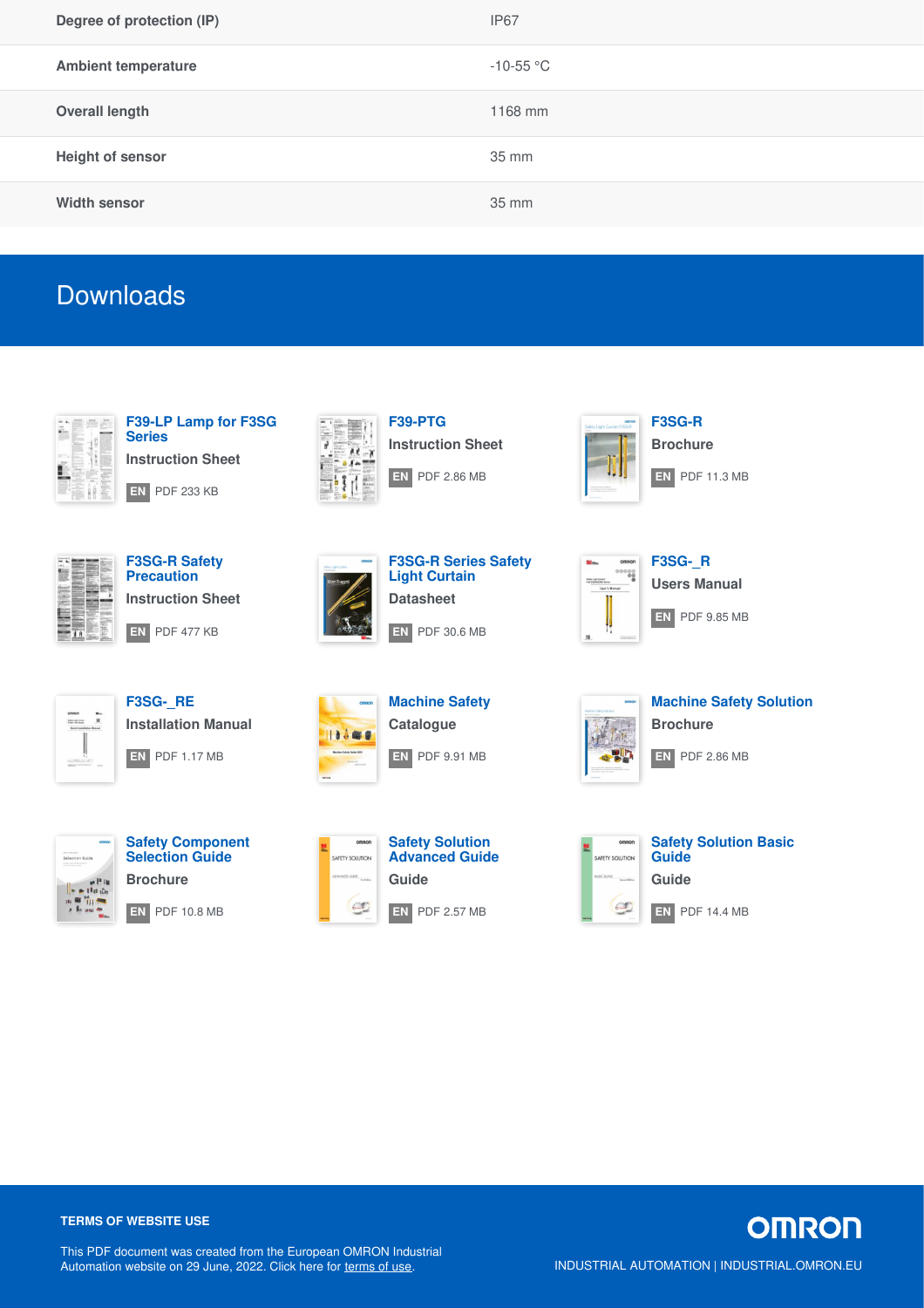| | |
|---|---|
| **Degree of protection (IP)** | IP67 |
| **Ambient temperature** | -10-55 °C |
| **Overall length** | 1168 mm |
| **Height of sensor** | 35 mm |
| **Width sensor** | 35 mm |

## Downloads

**F39-LP Lamp for F3SG Series**
Instruction Sheet
EN PDF 233 KB

**F39-PTG**
Instruction Sheet
EN PDF 2.86 MB

**F3SG-R**
Brochure
EN PDF 11.3 MB

**F3SG-R Safety Precaution**
Instruction Sheet
EN PDF 477 KB

**F3SG-R Series Safety Light Curtain**
Datasheet
EN PDF 30.6 MB

**F3SG-_R**
Users Manual
EN PDF 9.85 MB

**F3SG-_RE**
Installation Manual
EN PDF 1.17 MB

**Machine Safety**
Catalogue
EN PDF 9.91 MB

**Machine Safety Solution**
Brochure
EN PDF 2.86 MB

**Safety Component Selection Guide**
Brochure
EN PDF 10.8 MB

**Safety Solution Advanced Guide**
Guide
EN PDF 2.57 MB

**Safety Solution Basic Guide**
Guide
EN PDF 14.4 MB

**TERMS OF WEBSITE USE**

This PDF document was created from the European OMRON Industrial Automation website on 29 June, 2022. Click here for terms of use.

OMRON

INDUSTRIAL AUTOMATION | INDUSTRIAL.OMRON.EU